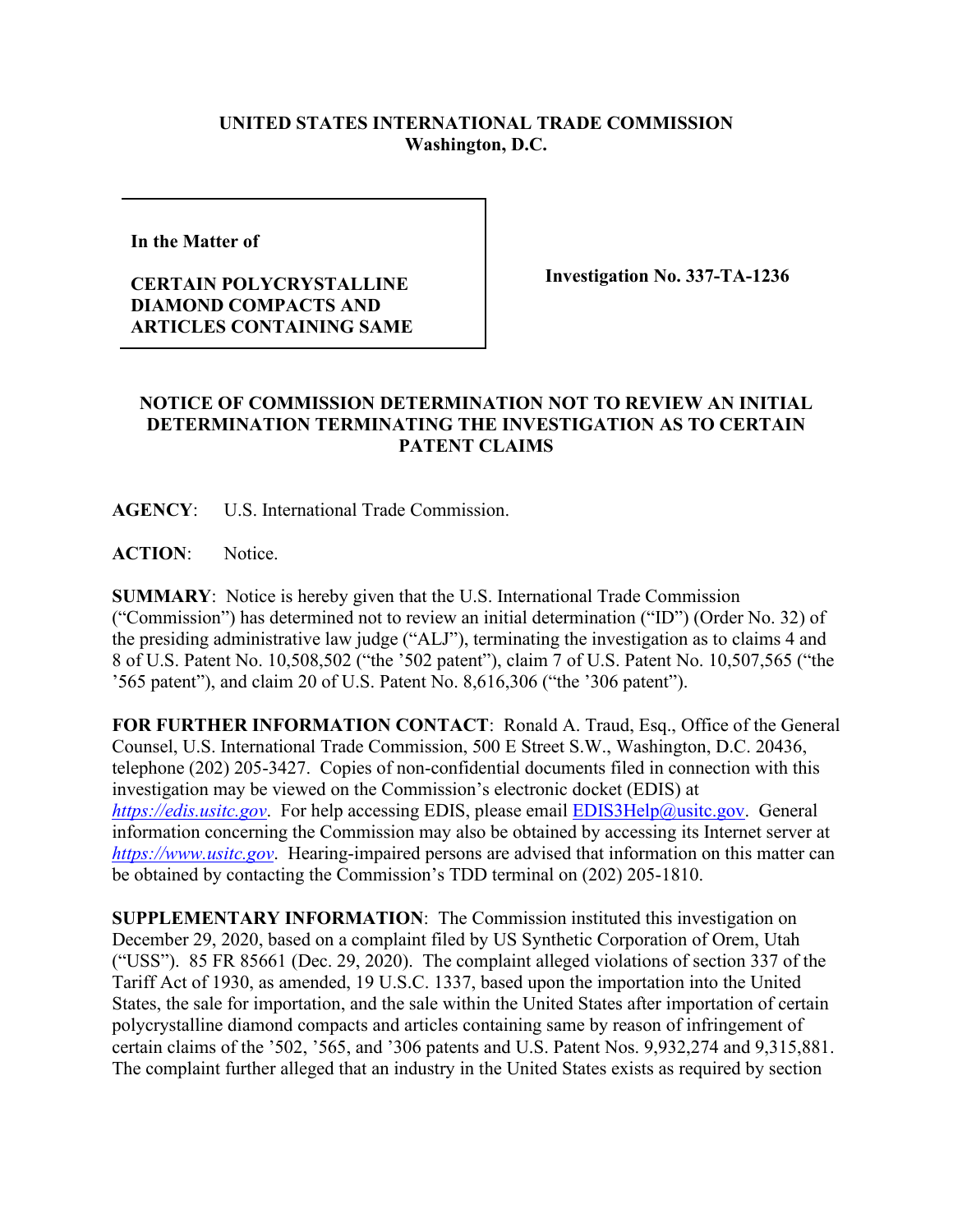**UNITED STATES INTERNATIONAL TRADE COMMISSION**
**Washington, D.C.**

| In the Matter of<br><br>**CERTAIN POLYCRYSTALLINE DIAMOND COMPACTS AND ARTICLES CONTAINING SAME** | **Investigation No. 337-TA-1236** |
| --- | --- |

**NOTICE OF COMMISSION DETERMINATION NOT TO REVIEW AN INITIAL DETERMINATION TERMINATING THE INVESTIGATION AS TO CERTAIN PATENT CLAIMS**

**AGENCY**: U.S. International Trade Commission.

**ACTION**: Notice.

**SUMMARY**: Notice is hereby given that the U.S. International Trade Commission ("Commission") has determined not to review an initial determination ("ID") (Order No. 32) of the presiding administrative law judge ("ALJ"), terminating the investigation as to claims 4 and 8 of U.S. Patent No. 10,508,502 ("the '502 patent"), claim 7 of U.S. Patent No. 10,507,565 ("the '565 patent"), and claim 20 of U.S. Patent No. 8,616,306 ("the '306 patent").

**FOR FURTHER INFORMATION CONTACT**: Ronald A. Traud, Esq., Office of the General Counsel, U.S. International Trade Commission, 500 E Street S.W., Washington, D.C. 20436, telephone (202) 205-3427. Copies of non-confidential documents filed in connection with this investigation may be viewed on the Commission's electronic docket (EDIS) at *https://edis.usitc.gov*. For help accessing EDIS, please email EDIS3Help@usitc.gov. General information concerning the Commission may also be obtained by accessing its Internet server at *https://www.usitc.gov*. Hearing-impaired persons are advised that information on this matter can be obtained by contacting the Commission's TDD terminal on (202) 205-1810.

**SUPPLEMENTARY INFORMATION**: The Commission instituted this investigation on December 29, 2020, based on a complaint filed by US Synthetic Corporation of Orem, Utah ("USS"). 85 FR 85661 (Dec. 29, 2020). The complaint alleged violations of section 337 of the Tariff Act of 1930, as amended, 19 U.S.C. 1337, based upon the importation into the United States, the sale for importation, and the sale within the United States after importation of certain polycrystalline diamond compacts and articles containing same by reason of infringement of certain claims of the '502, '565, and '306 patents and U.S. Patent Nos. 9,932,274 and 9,315,881. The complaint further alleged that an industry in the United States exists as required by section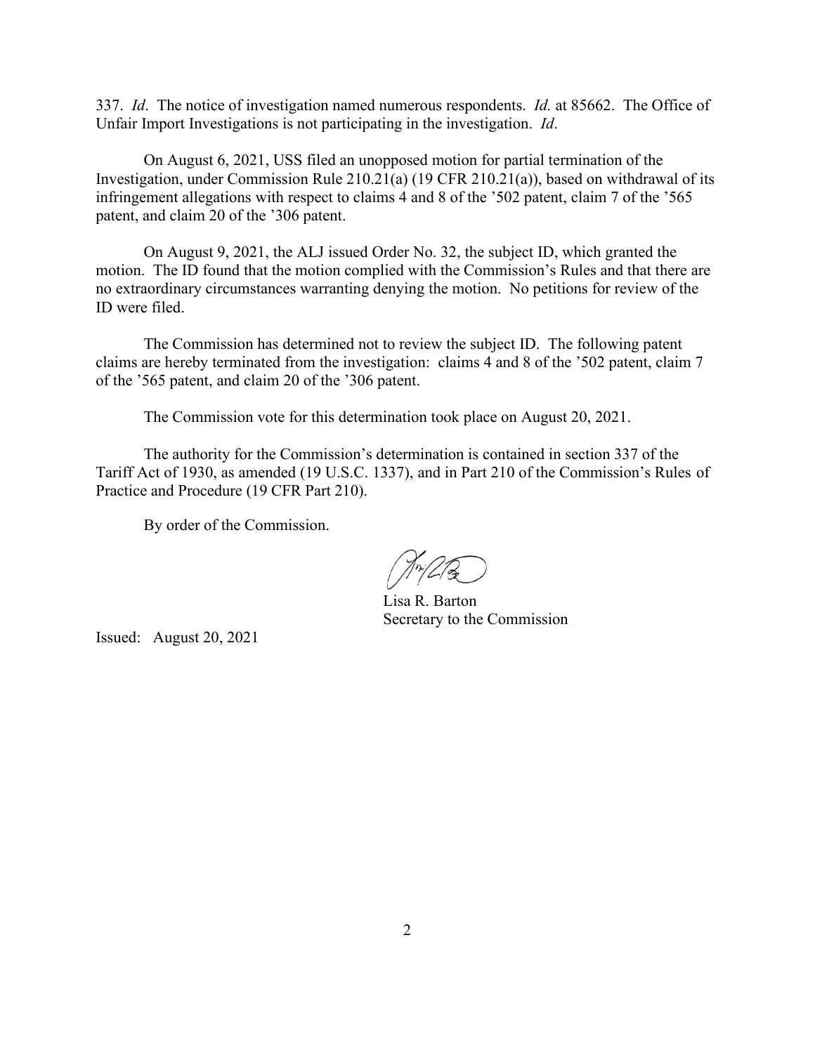337. *Id*. The notice of investigation named numerous respondents. *Id.* at 85662. The Office of Unfair Import Investigations is not participating in the investigation. *Id*.

On August 6, 2021, USS filed an unopposed motion for partial termination of the Investigation, under Commission Rule 210.21(a) (19 CFR 210.21(a)), based on withdrawal of its infringement allegations with respect to claims 4 and 8 of the '502 patent, claim 7 of the '565 patent, and claim 20 of the '306 patent.

On August 9, 2021, the ALJ issued Order No. 32, the subject ID, which granted the motion. The ID found that the motion complied with the Commission's Rules and that there are no extraordinary circumstances warranting denying the motion. No petitions for review of the ID were filed.

The Commission has determined not to review the subject ID. The following patent claims are hereby terminated from the investigation: claims 4 and 8 of the '502 patent, claim 7 of the '565 patent, and claim 20 of the '306 patent.

The Commission vote for this determination took place on August 20, 2021.

The authority for the Commission's determination is contained in section 337 of the Tariff Act of 1930, as amended (19 U.S.C. 1337), and in Part 210 of the Commission's Rules of Practice and Procedure (19 CFR Part 210).

By order of the Commission.

Lisa R. Barton
Secretary to the Commission

Issued: August 20, 2021